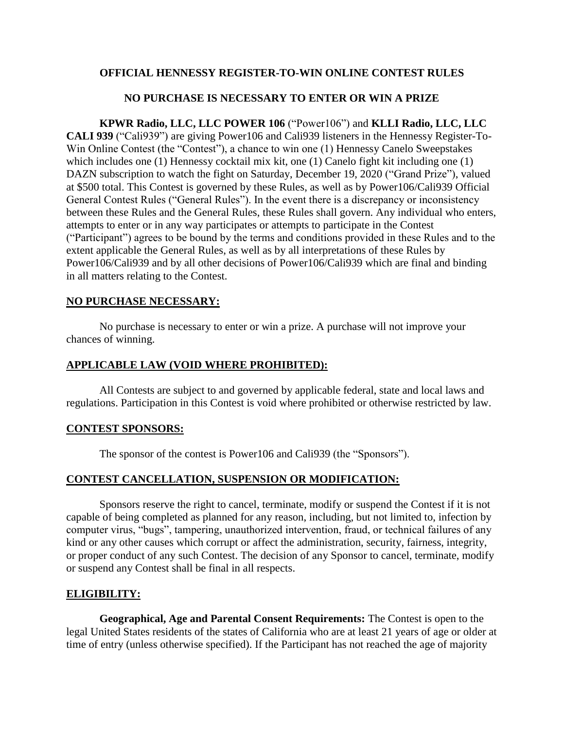**OFFICIAL HENNESSY REGISTER-TO-WIN ONLINE CONTEST RULES**

**NO PURCHASE IS NECESSARY TO ENTER OR WIN A PRIZE**

**KPWR Radio, LLC, LLC POWER 106** ("Power106") and **KLLI Radio, LLC, LLC CALI 939** ("Cali939") are giving Power106 and Cali939 listeners in the Hennessy Register-To-Win Online Contest (the "Contest"), a chance to win one (1) Hennessy Canelo Sweepstakes which includes one (1) Hennessy cocktail mix kit, one (1) Canelo fight kit including one (1) DAZN subscription to watch the fight on Saturday, December 19, 2020 ("Grand Prize"), valued at $500 total. This Contest is governed by these Rules, as well as by Power106/Cali939 Official General Contest Rules ("General Rules"). In the event there is a discrepancy or inconsistency between these Rules and the General Rules, these Rules shall govern. Any individual who enters, attempts to enter or in any way participates or attempts to participate in the Contest ("Participant") agrees to be bound by the terms and conditions provided in these Rules and to the extent applicable the General Rules, as well as by all interpretations of these Rules by Power106/Cali939 and by all other decisions of Power106/Cali939 which are final and binding in all matters relating to the Contest.

## NO PURCHASE NECESSARY:

No purchase is necessary to enter or win a prize. A purchase will not improve your chances of winning.

## APPLICABLE LAW (VOID WHERE PROHIBITED):

All Contests are subject to and governed by applicable federal, state and local laws and regulations. Participation in this Contest is void where prohibited or otherwise restricted by law.

## CONTEST SPONSORS:

The sponsor of the contest is Power106 and Cali939 (the "Sponsors").

## CONTEST CANCELLATION, SUSPENSION OR MODIFICATION:

Sponsors reserve the right to cancel, terminate, modify or suspend the Contest if it is not capable of being completed as planned for any reason, including, but not limited to, infection by computer virus, "bugs", tampering, unauthorized intervention, fraud, or technical failures of any kind or any other causes which corrupt or affect the administration, security, fairness, integrity, or proper conduct of any such Contest. The decision of any Sponsor to cancel, terminate, modify or suspend any Contest shall be final in all respects.

## ELIGIBILITY:

**Geographical, Age and Parental Consent Requirements:** The Contest is open to the legal United States residents of the states of California who are at least 21 years of age or older at time of entry (unless otherwise specified). If the Participant has not reached the age of majority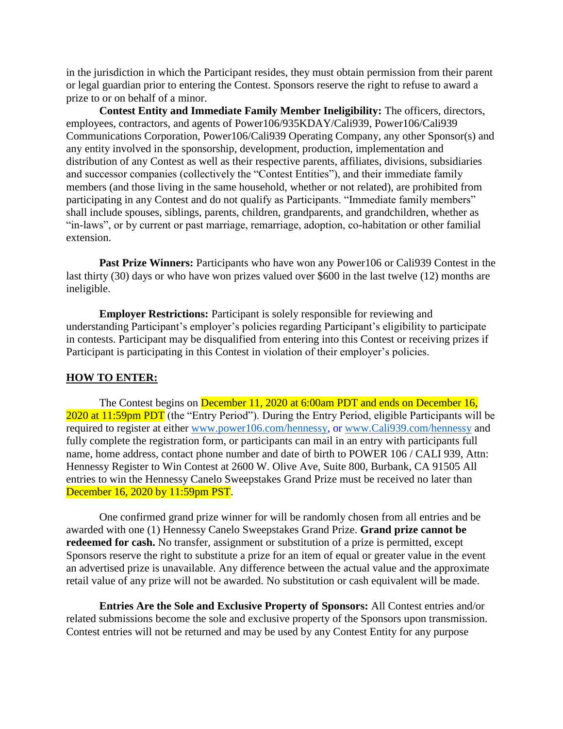in the jurisdiction in which the Participant resides, they must obtain permission from their parent or legal guardian prior to entering the Contest. Sponsors reserve the right to refuse to award a prize to or on behalf of a minor.

**Contest Entity and Immediate Family Member Ineligibility:** The officers, directors, employees, contractors, and agents of Power106/935KDAY/Cali939, Power106/Cali939 Communications Corporation, Power106/Cali939 Operating Company, any other Sponsor(s) and any entity involved in the sponsorship, development, production, implementation and distribution of any Contest as well as their respective parents, affiliates, divisions, subsidiaries and successor companies (collectively the "Contest Entities"), and their immediate family members (and those living in the same household, whether or not related), are prohibited from participating in any Contest and do not qualify as Participants. "Immediate family members" shall include spouses, siblings, parents, children, grandparents, and grandchildren, whether as "in-laws", or by current or past marriage, remarriage, adoption, co-habitation or other familial extension.

**Past Prize Winners:** Participants who have won any Power106 or Cali939 Contest in the last thirty (30) days or who have won prizes valued over $600 in the last twelve (12) months are ineligible.

**Employer Restrictions:** Participant is solely responsible for reviewing and understanding Participant's employer's policies regarding Participant's eligibility to participate in contests. Participant may be disqualified from entering into this Contest or receiving prizes if Participant is participating in this Contest in violation of their employer's policies.

**HOW TO ENTER:**

The Contest begins on December 11, 2020 at 6:00am PDT and ends on December 16, 2020 at 11:59pm PDT (the "Entry Period"). During the Entry Period, eligible Participants will be required to register at either www.power106.com/hennessy, or www.Cali939.com/hennessy and fully complete the registration form, or participants can mail in an entry with participants full name, home address, contact phone number and date of birth to POWER 106 / CALI 939, Attn: Hennessy Register to Win Contest at 2600 W. Olive Ave, Suite 800, Burbank, CA 91505 All entries to win the Hennessy Canelo Sweepstakes Grand Prize must be received no later than December 16, 2020 by 11:59pm PST.

One confirmed grand prize winner for will be randomly chosen from all entries and be awarded with one (1) Hennessy Canelo Sweepstakes Grand Prize. **Grand prize cannot be redeemed for cash.** No transfer, assignment or substitution of a prize is permitted, except Sponsors reserve the right to substitute a prize for an item of equal or greater value in the event an advertised prize is unavailable. Any difference between the actual value and the approximate retail value of any prize will not be awarded. No substitution or cash equivalent will be made.

**Entries Are the Sole and Exclusive Property of Sponsors:** All Contest entries and/or related submissions become the sole and exclusive property of the Sponsors upon transmission. Contest entries will not be returned and may be used by any Contest Entity for any purpose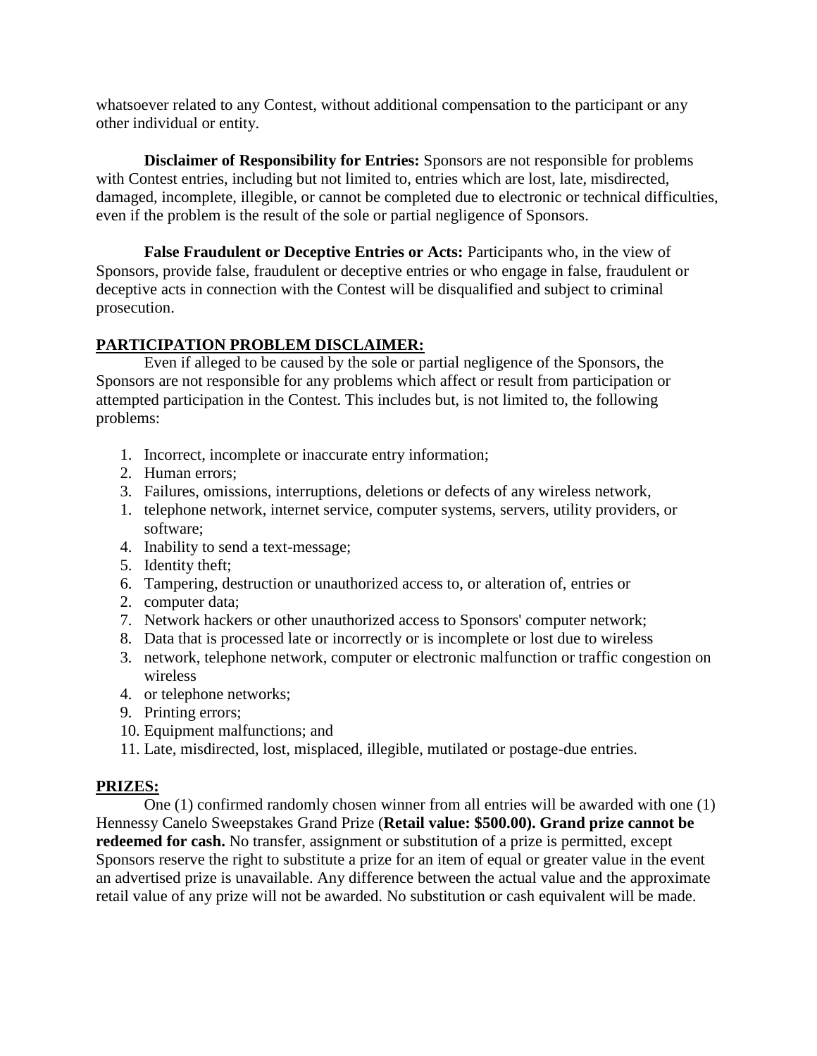whatsoever related to any Contest, without additional compensation to the participant or any other individual or entity.

**Disclaimer of Responsibility for Entries:** Sponsors are not responsible for problems with Contest entries, including but not limited to, entries which are lost, late, misdirected, damaged, incomplete, illegible, or cannot be completed due to electronic or technical difficulties, even if the problem is the result of the sole or partial negligence of Sponsors.

**False Fraudulent or Deceptive Entries or Acts:** Participants who, in the view of Sponsors, provide false, fraudulent or deceptive entries or who engage in false, fraudulent or deceptive acts in connection with the Contest will be disqualified and subject to criminal prosecution.

## PARTICIPATION PROBLEM DISCLAIMER:

Even if alleged to be caused by the sole or partial negligence of the Sponsors, the Sponsors are not responsible for any problems which affect or result from participation or attempted participation in the Contest. This includes but, is not limited to, the following problems:

1. Incorrect, incomplete or inaccurate entry information;
2. Human errors;
3. Failures, omissions, interruptions, deletions or defects of any wireless network,
1. telephone network, internet service, computer systems, servers, utility providers, or software;
4. Inability to send a text-message;
5. Identity theft;
6. Tampering, destruction or unauthorized access to, or alteration of, entries or
2. computer data;
7. Network hackers or other unauthorized access to Sponsors' computer network;
8. Data that is processed late or incorrectly or is incomplete or lost due to wireless
3. network, telephone network, computer or electronic malfunction or traffic congestion on wireless
4. or telephone networks;
9. Printing errors;
10. Equipment malfunctions; and
11. Late, misdirected, lost, misplaced, illegible, mutilated or postage-due entries.

## PRIZES:

One (1) confirmed randomly chosen winner from all entries will be awarded with one (1) Hennessy Canelo Sweepstakes Grand Prize (**Retail value: $500.00). Grand prize cannot be redeemed for cash.** No transfer, assignment or substitution of a prize is permitted, except Sponsors reserve the right to substitute a prize for an item of equal or greater value in the event an advertised prize is unavailable. Any difference between the actual value and the approximate retail value of any prize will not be awarded. No substitution or cash equivalent will be made.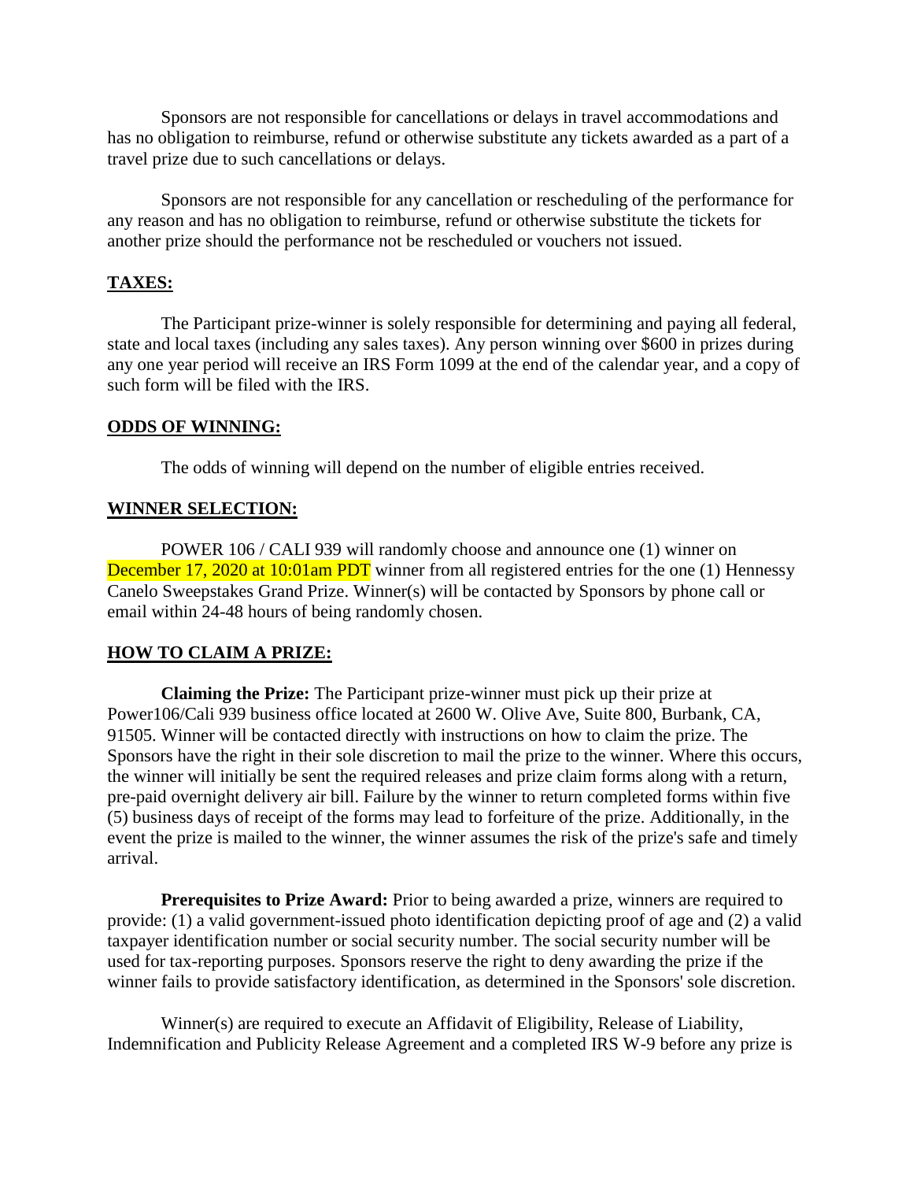Sponsors are not responsible for cancellations or delays in travel accommodations and has no obligation to reimburse, refund or otherwise substitute any tickets awarded as a part of a travel prize due to such cancellations or delays.

Sponsors are not responsible for any cancellation or rescheduling of the performance for any reason and has no obligation to reimburse, refund or otherwise substitute the tickets for another prize should the performance not be rescheduled or vouchers not issued.

**TAXES:**

The Participant prize-winner is solely responsible for determining and paying all federal, state and local taxes (including any sales taxes). Any person winning over $600 in prizes during any one year period will receive an IRS Form 1099 at the end of the calendar year, and a copy of such form will be filed with the IRS.

**ODDS OF WINNING:**

The odds of winning will depend on the number of eligible entries received.

**WINNER SELECTION:**

POWER 106 / CALI 939 will randomly choose and announce one (1) winner on December 17, 2020 at 10:01am PDT winner from all registered entries for the one (1) Hennessy Canelo Sweepstakes Grand Prize. Winner(s) will be contacted by Sponsors by phone call or email within 24-48 hours of being randomly chosen.

**HOW TO CLAIM A PRIZE:**

**Claiming the Prize:** The Participant prize-winner must pick up their prize at Power106/Cali 939 business office located at 2600 W. Olive Ave, Suite 800, Burbank, CA, 91505. Winner will be contacted directly with instructions on how to claim the prize. The Sponsors have the right in their sole discretion to mail the prize to the winner. Where this occurs, the winner will initially be sent the required releases and prize claim forms along with a return, pre-paid overnight delivery air bill. Failure by the winner to return completed forms within five (5) business days of receipt of the forms may lead to forfeiture of the prize. Additionally, in the event the prize is mailed to the winner, the winner assumes the risk of the prize's safe and timely arrival.

**Prerequisites to Prize Award:** Prior to being awarded a prize, winners are required to provide: (1) a valid government-issued photo identification depicting proof of age and (2) a valid taxpayer identification number or social security number. The social security number will be used for tax-reporting purposes. Sponsors reserve the right to deny awarding the prize if the winner fails to provide satisfactory identification, as determined in the Sponsors' sole discretion.

Winner(s) are required to execute an Affidavit of Eligibility, Release of Liability, Indemnification and Publicity Release Agreement and a completed IRS W-9 before any prize is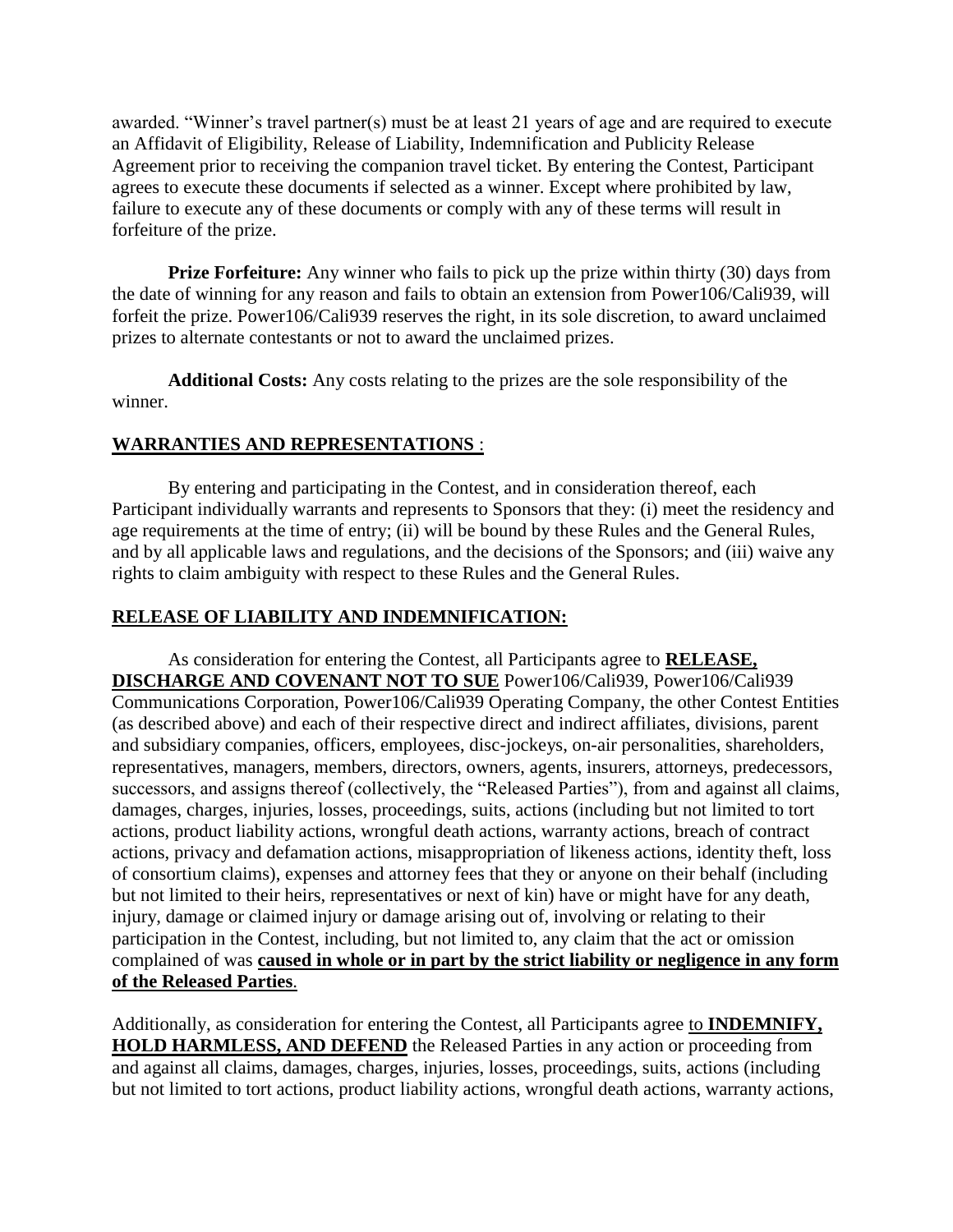awarded. "Winner's travel partner(s) must be at least 21 years of age and are required to execute an Affidavit of Eligibility, Release of Liability, Indemnification and Publicity Release Agreement prior to receiving the companion travel ticket. By entering the Contest, Participant agrees to execute these documents if selected as a winner. Except where prohibited by law, failure to execute any of these documents or comply with any of these terms will result in forfeiture of the prize.

**Prize Forfeiture:** Any winner who fails to pick up the prize within thirty (30) days from the date of winning for any reason and fails to obtain an extension from Power106/Cali939, will forfeit the prize. Power106/Cali939 reserves the right, in its sole discretion, to award unclaimed prizes to alternate contestants or not to award the unclaimed prizes.

**Additional Costs:** Any costs relating to the prizes are the sole responsibility of the winner.

**WARRANTIES AND REPRESENTATIONS** :

By entering and participating in the Contest, and in consideration thereof, each Participant individually warrants and represents to Sponsors that they: (i) meet the residency and age requirements at the time of entry; (ii) will be bound by these Rules and the General Rules, and by all applicable laws and regulations, and the decisions of the Sponsors; and (iii) waive any rights to claim ambiguity with respect to these Rules and the General Rules.

**RELEASE OF LIABILITY AND INDEMNIFICATION:**

As consideration for entering the Contest, all Participants agree to **RELEASE, DISCHARGE AND COVENANT NOT TO SUE** Power106/Cali939, Power106/Cali939 Communications Corporation, Power106/Cali939 Operating Company, the other Contest Entities (as described above) and each of their respective direct and indirect affiliates, divisions, parent and subsidiary companies, officers, employees, disc-jockeys, on-air personalities, shareholders, representatives, managers, members, directors, owners, agents, insurers, attorneys, predecessors, successors, and assigns thereof (collectively, the "Released Parties"), from and against all claims, damages, charges, injuries, losses, proceedings, suits, actions (including but not limited to tort actions, product liability actions, wrongful death actions, warranty actions, breach of contract actions, privacy and defamation actions, misappropriation of likeness actions, identity theft, loss of consortium claims), expenses and attorney fees that they or anyone on their behalf (including but not limited to their heirs, representatives or next of kin) have or might have for any death, injury, damage or claimed injury or damage arising out of, involving or relating to their participation in the Contest, including, but not limited to, any claim that the act or omission complained of was **caused in whole or in part by the strict liability or negligence in any form of the Released Parties**.

Additionally, as consideration for entering the Contest, all Participants agree to **INDEMNIFY, HOLD HARMLESS, AND DEFEND** the Released Parties in any action or proceeding from and against all claims, damages, charges, injuries, losses, proceedings, suits, actions (including but not limited to tort actions, product liability actions, wrongful death actions, warranty actions,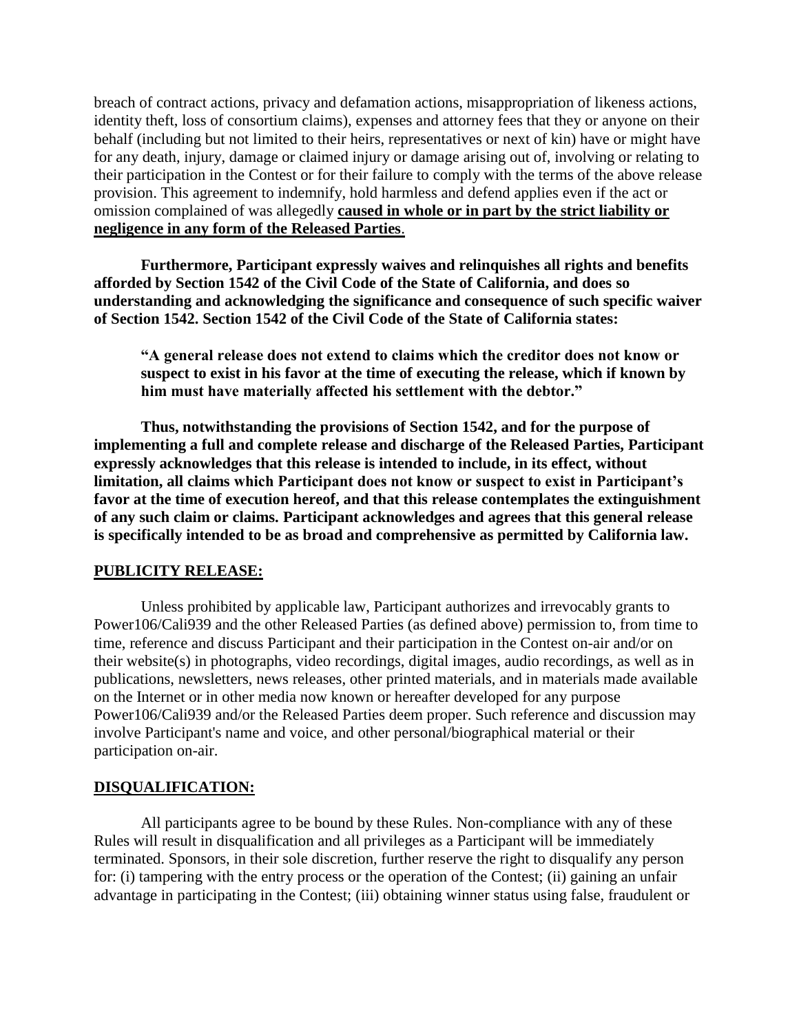breach of contract actions, privacy and defamation actions, misappropriation of likeness actions, identity theft, loss of consortium claims), expenses and attorney fees that they or anyone on their behalf (including but not limited to their heirs, representatives or next of kin) have or might have for any death, injury, damage or claimed injury or damage arising out of, involving or relating to their participation in the Contest or for their failure to comply with the terms of the above release provision. This agreement to indemnify, hold harmless and defend applies even if the act or omission complained of was allegedly **caused in whole or in part by the strict liability or negligence in any form of the Released Parties**.

**Furthermore, Participant expressly waives and relinquishes all rights and benefits afforded by Section 1542 of the Civil Code of the State of California, and does so understanding and acknowledging the significance and consequence of such specific waiver of Section 1542. Section 1542 of the Civil Code of the State of California states:**

> **"A general release does not extend to claims which the creditor does not know or suspect to exist in his favor at the time of executing the release, which if known by him must have materially affected his settlement with the debtor."**

**Thus, notwithstanding the provisions of Section 1542, and for the purpose of implementing a full and complete release and discharge of the Released Parties, Participant expressly acknowledges that this release is intended to include, in its effect, without limitation, all claims which Participant does not know or suspect to exist in Participant's favor at the time of execution hereof, and that this release contemplates the extinguishment of any such claim or claims. Participant acknowledges and agrees that this general release is specifically intended to be as broad and comprehensive as permitted by California law.**

## PUBLICITY RELEASE:

Unless prohibited by applicable law, Participant authorizes and irrevocably grants to Power106/Cali939 and the other Released Parties (as defined above) permission to, from time to time, reference and discuss Participant and their participation in the Contest on-air and/or on their website(s) in photographs, video recordings, digital images, audio recordings, as well as in publications, newsletters, news releases, other printed materials, and in materials made available on the Internet or in other media now known or hereafter developed for any purpose Power106/Cali939 and/or the Released Parties deem proper. Such reference and discussion may involve Participant's name and voice, and other personal/biographical material or their participation on-air.

## DISQUALIFICATION:

All participants agree to be bound by these Rules. Non-compliance with any of these Rules will result in disqualification and all privileges as a Participant will be immediately terminated. Sponsors, in their sole discretion, further reserve the right to disqualify any person for: (i) tampering with the entry process or the operation of the Contest; (ii) gaining an unfair advantage in participating in the Contest; (iii) obtaining winner status using false, fraudulent or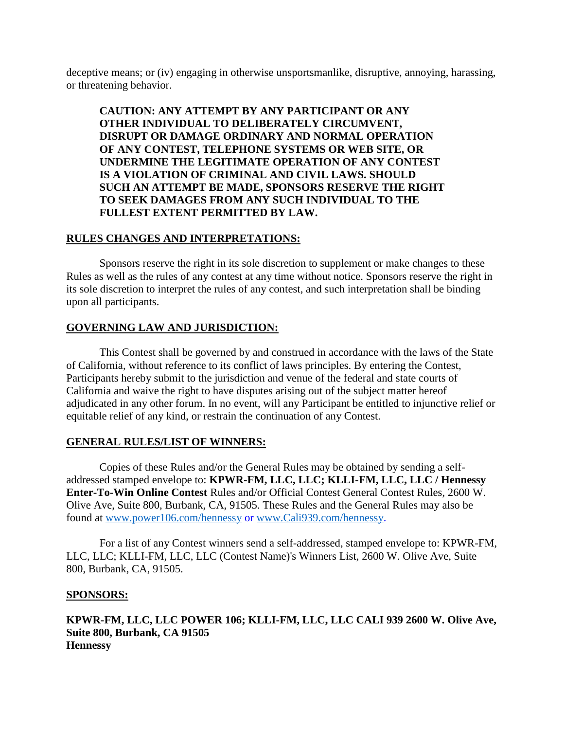deceptive means; or (iv) engaging in otherwise unsportsmanlike, disruptive, annoying, harassing, or threatening behavior.

> **CAUTION: ANY ATTEMPT BY ANY PARTICIPANT OR ANY OTHER INDIVIDUAL TO DELIBERATELY CIRCUMVENT, DISRUPT OR DAMAGE ORDINARY AND NORMAL OPERATION OF ANY CONTEST, TELEPHONE SYSTEMS OR WEB SITE, OR UNDERMINE THE LEGITIMATE OPERATION OF ANY CONTEST IS A VIOLATION OF CRIMINAL AND CIVIL LAWS. SHOULD SUCH AN ATTEMPT BE MADE, SPONSORS RESERVE THE RIGHT TO SEEK DAMAGES FROM ANY SUCH INDIVIDUAL TO THE FULLEST EXTENT PERMITTED BY LAW.**

## RULES CHANGES AND INTERPRETATIONS:

Sponsors reserve the right in its sole discretion to supplement or make changes to these Rules as well as the rules of any contest at any time without notice. Sponsors reserve the right in its sole discretion to interpret the rules of any contest, and such interpretation shall be binding upon all participants.

## GOVERNING LAW AND JURISDICTION:

This Contest shall be governed by and construed in accordance with the laws of the State of California, without reference to its conflict of laws principles. By entering the Contest, Participants hereby submit to the jurisdiction and venue of the federal and state courts of California and waive the right to have disputes arising out of the subject matter hereof adjudicated in any other forum. In no event, will any Participant be entitled to injunctive relief or equitable relief of any kind, or restrain the continuation of any Contest.

## GENERAL RULES/LIST OF WINNERS:

Copies of these Rules and/or the General Rules may be obtained by sending a self-addressed stamped envelope to: **KPWR-FM, LLC, LLC; KLLI-FM, LLC, LLC / Hennessy Enter-To-Win Online Contest** Rules and/or Official Contest General Contest Rules, 2600 W. Olive Ave, Suite 800, Burbank, CA, 91505. These Rules and the General Rules may also be found at www.power106.com/hennessy or www.Cali939.com/hennessy.

For a list of any Contest winners send a self-addressed, stamped envelope to: KPWR-FM, LLC, LLC; KLLI-FM, LLC, LLC (Contest Name)'s Winners List, 2600 W. Olive Ave, Suite 800, Burbank, CA, 91505.

## SPONSORS:

**KPWR-FM, LLC, LLC POWER 106; KLLI-FM, LLC, LLC CALI 939 2600 W. Olive Ave, Suite 800, Burbank, CA 91505**
**Hennessy**